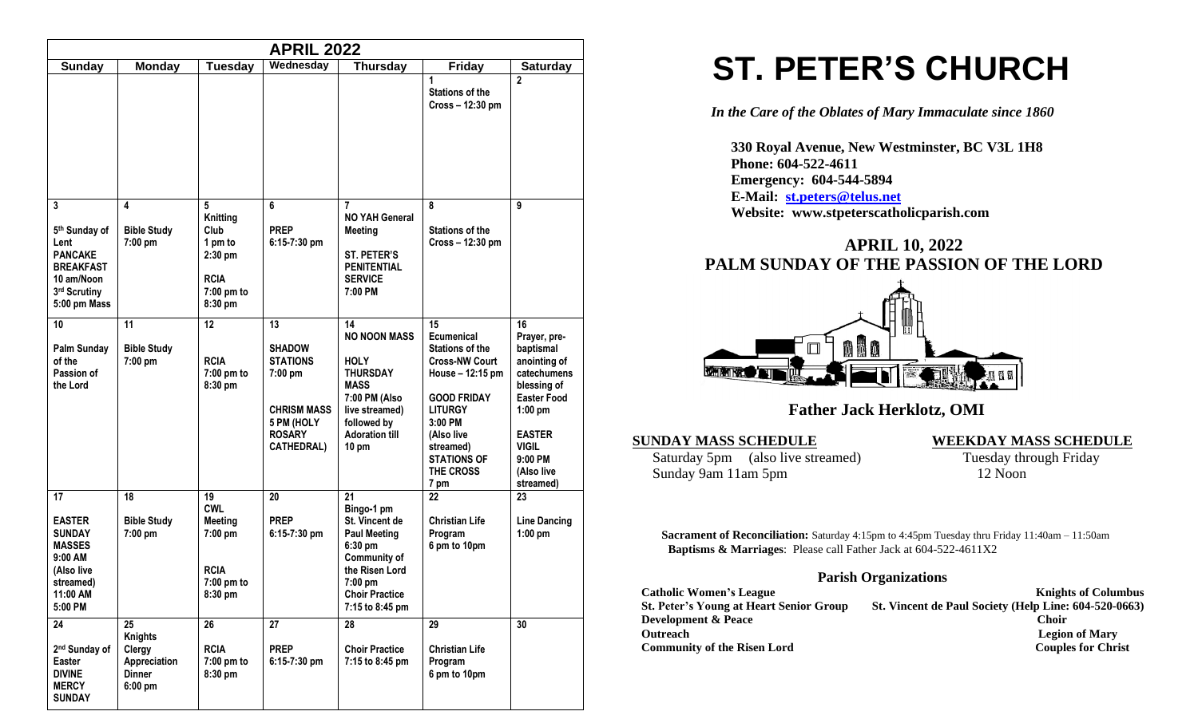| APRIL 2022 | | | | | | |
|---|---|---|---|---|---|---|
| **Sunday** | **Monday** | **Tuesday** | **Wednesday** | **Thursday** | **Friday** | **Saturday** |
| | | | | | 1 Stations of the Cross – 12:30 pm | 2 |
| 3 5th Sunday of Lent PANCAKE BREAKFAST 10 am/Noon 3rd Scrutiny 5:00 pm Mass | 4 Bible Study 7:00 pm | 5 Knitting Club 1 pm to 2:30 pm RCIA 7:00 pm to 8:30 pm | 6 PREP 6:15-7:30 pm | 7 NO YAH General Meeting ST. PETER'S PENITENTIAL SERVICE 7:00 PM | 8 Stations of the Cross – 12:30 pm | 9 |
| 10 Palm Sunday of the Passion of the Lord | 11 Bible Study 7:00 pm | 12 RCIA 7:00 pm to 8:30 pm | 13 SHADOW STATIONS 7:00 pm CHRISM MASS 5 PM (HOLY ROSARY CATHEDRAL) | 14 NO NOON MASS HOLY THURSDAY MASS 7:00 PM (Also live streamed) followed by Adoration till 10 pm | 15 Ecumenical Stations of the Cross-NW Court House – 12:15 pm GOOD FRIDAY LITURGY 3:00 PM (Also live streamed) STATIONS OF THE CROSS 7 pm | 16 Prayer, pre-baptismal anointing of catechumens blessing of Easter Food 1:00 pm EASTER VIGIL 9:00 PM (Also live streamed) |
| 17 EASTER SUNDAY MASSES 9:00 AM (Also live streamed) 11:00 AM 5:00 PM | 18 Bible Study 7:00 pm | 19 CWL Meeting 7:00 pm RCIA 7:00 pm to 8:30 pm | 20 PREP 6:15-7:30 pm | 21 Bingo-1 pm St. Vincent de Paul Meeting 6:30 pm Community of the Risen Lord 7:00 pm Choir Practice 7:15 to 8:45 pm | 22 Christian Life Program 6 pm to 10pm | 23 Line Dancing 1:00 pm |
| 24 2nd Sunday of Easter DIVINE MERCY SUNDAY | 25 Knights Clergy Appreciation Dinner 6:00 pm | 26 RCIA 7:00 pm to 8:30 pm | 27 PREP 6:15-7:30 pm | 28 Choir Practice 7:15 to 8:45 pm | 29 Christian Life Program 6 pm to 10pm | 30 |

# ST. PETER'S CHURCH

*In the Care of the Oblates of Mary Immaculate since 1860*

**330 Royal Avenue, New Westminster, BC V3L 1H8**
**Phone: 604-522-4611**
**Emergency: 604-544-5894**
**E-Mail: st.peters@telus.net**
**Website: www.stpeterscatholicparish.com**

## APRIL 10, 2022
## PALM SUNDAY OF THE PASSION OF THE LORD

### Father Jack Herklotz, OMI

**SUNDAY MASS SCHEDULE**

Saturday 5pm (also live streamed)
Sunday 9am 11am 5pm

**WEEKDAY MASS SCHEDULE**

Tuesday through Friday
12 Noon

**Sacrament of Reconciliation:** Saturday 4:15pm to 4:45pm Tuesday thru Friday 11:40am – 11:50am
**Baptisms & Marriages**: Please call Father Jack at 604-522-4611X2

### Parish Organizations

**Catholic Women's League**
**Knights of Columbus**
**St. Peter's Young at Heart Senior Group**
**St. Vincent de Paul Society (Help Line: 604-520-0663)**
**Development & Peace**
**Choir**
**Outreach**
**Legion of Mary**
**Community of the Risen Lord**
**Couples for Christ**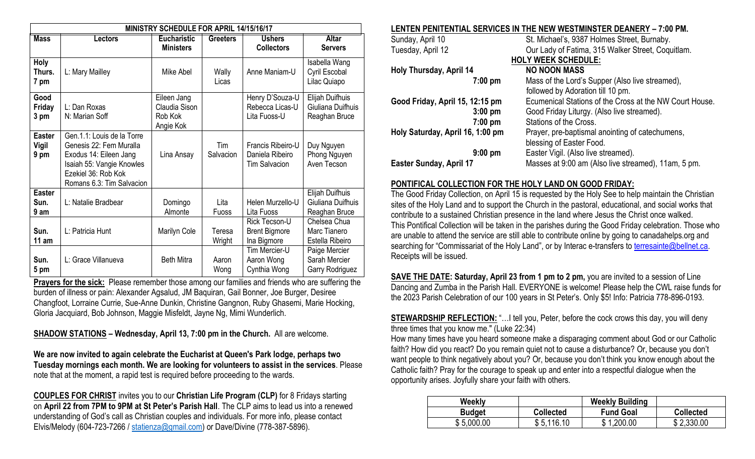| MINISTRY SCHEDULE FOR APRIL 14/15/16/17 | | | | | |
|---|---|---|---|---|---|
| **Mass** | **Lectors** | **Eucharistic Ministers** | **Greeters** | **Ushers Collectors** | **Altar Servers** |
| **Holy Thurs. 7 pm** | L: Mary Mailley | Mike Abel | Wally Licas | Anne Maniam-U | Isabella Wang Cyril Escobal Lilac Quiapo |
| **Good Friday 3 pm** | L: Dan Roxas N: Marian Soff | Eileen Jang Claudia Sison Rob Kok Angie Kok | | Henry D'Souza-U Rebecca Licas-U Lita Fuoss-U | Elijah Duifhuis Giuliana Duifhuis Reaghan Bruce |
| **Easter Vigil 9 pm** | Gen.1.1: Louis de la Torre Genesis 22: Fem Muralla Exodus 14: Eileen Jang Isaiah 55: Vangie Knowles Ezekiel 36: Rob Kok Romans 6.3: Tim Salvacion | Lina Ansay | Tim Salvacion | Francis Ribeiro-U Daniela Ribeiro Tim Salvacion | Duy Nguyen Phong Nguyen Aven Tecson |
| **Easter Sun. 9 am** | L: Natalie Bradbear | Domingo Almonte | Lita Fuoss | Helen Murzello-U Lita Fuoss | Elijah Duifhuis Giuliana Duifhuis Reaghan Bruce |
| **Sun. 11 am** | L: Patricia Hunt | Marilyn Cole | Teresa Wright | Rick Tecson-U Brent Bigmore Ina Bigmore | Chelsea Chua Marc Tianero Estella Ribeiro |
| **Sun. 5 pm** | L: Grace Villanueva | Beth Mitra | Aaron Wong | Tim Mercier-U Aaron Wong Cynthia Wong | Paige Mercier Sarah Mercier Garry Rodriguez |

**Prayers for the sick:** Please remember those among our families and friends who are suffering the burden of illness or pain: Alexander Agsalud, JM Baquiran, Gail Bonner, Joe Burger, Desiree Changfoot, Lorraine Currie, Sue-Anne Dunkin, Christine Gangnon, Ruby Ghasemi, Marie Hocking, Gloria Jacquiard, Bob Johnson, Maggie Misfeldt, Jayne Ng, Mimi Wunderlich.

**SHADOW STATIONS – Wednesday, April 13, 7:00 pm in the Church.** All are welcome.

**We are now invited to again celebrate the Eucharist at Queen's Park lodge, perhaps two Tuesday mornings each month. We are looking for volunteers to assist in the services**. Please note that at the moment, a rapid test is required before proceeding to the wards.

**COUPLES FOR CHRIST** invites you to our **Christian Life Program (CLP)** for 8 Fridays starting on **April 22 from 7PM to 9PM at St Peter's Parish Hall**. The CLP aims to lead us into a renewed understanding of God's call as Christian couples and individuals. For more info, please contact Elvis/Melody (604-723-7266 / statienza@gmail.com) or Dave/Divine (778-387-5896).

**LENTEN PENITENTIAL SERVICES IN THE NEW WESTMINSTER DEANERY – 7:00 PM.**

Sunday, April 10 — St. Michael's, 9387 Holmes Street, Burnaby.
Tuesday, April 12 — Our Lady of Fatima, 315 Walker Street, Coquitlam.

**HOLY WEEK SCHEDULE:**

**Holy Thursday, April 14** — **NO NOON MASS**
**7:00 pm** — Mass of the Lord's Supper (Also live streamed), followed by Adoration till 10 pm.
**Good Friday, April 15, 12:15 pm** — Ecumenical Stations of the Cross at the NW Court House.
**3:00 pm** — Good Friday Liturgy. (Also live streamed).
**7:00 pm** — Stations of the Cross.
**Holy Saturday, April 16, 1:00 pm** — Prayer, pre-baptismal anointing of catechumens, blessing of Easter Food.
**9:00 pm** — Easter Vigil. (Also live streamed).
**Easter Sunday, April 17** — Masses at 9:00 am (Also live streamed), 11am, 5 pm.

**PONTIFICAL COLLECTION FOR THE HOLY LAND ON GOOD FRIDAY:**

The Good Friday Collection, on April 15 is requested by the Holy See to help maintain the Christian sites of the Holy Land and to support the Church in the pastoral, educational, and social works that contribute to a sustained Christian presence in the land where Jesus the Christ once walked. This Pontifical Collection will be taken in the parishes during the Good Friday celebration. Those who are unable to attend the service are still able to contribute online by going to canadahelps.org and searching for "Commissariat of the Holy Land", or by Interac e-transfers to terresainte@bellnet.ca. Receipts will be issued.

**SAVE THE DATE: Saturday, April 23 from 1 pm to 2 pm,** you are invited to a session of Line Dancing and Zumba in the Parish Hall. EVERYONE is welcome! Please help the CWL raise funds for the 2023 Parish Celebration of our 100 years in St Peter's. Only $5! Info: Patricia 778-896-0193.

**STEWARDSHIP REFLECTION:** "…I tell you, Peter, before the cock crows this day, you will deny three times that you know me." (Luke 22:34)

How many times have you heard someone make a disparaging comment about God or our Catholic faith? How did you react? Do you remain quiet not to cause a disturbance? Or, because you don't want people to think negatively about you? Or, because you don't think you know enough about the Catholic faith? Pray for the courage to speak up and enter into a respectful dialogue when the opportunity arises. Joyfully share your faith with others.

| Weekly Budget | Collected | Weekly Building Fund Goal | Collected |
|---|---|---|---|
| $ 5,000.00 | $ 5,116.10 | $ 1,200.00 | $ 2,330.00 |